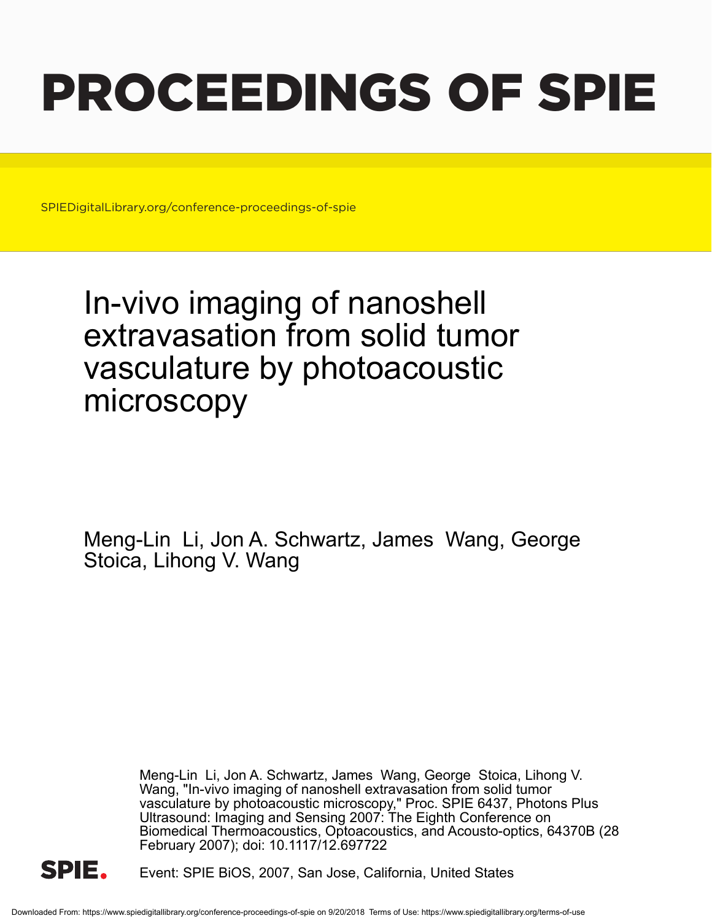# PROCEEDINGS OF SPIE

SPIEDigitalLibrary.org/conference-proceedings-of-spie

# In-vivo imaging of nanoshell extravasation from solid tumor vasculature by photoacoustic microscopy

Meng-Lin Li, Jon A. Schwartz, James Wang, George Stoica, Lihong V. Wang

Meng-Lin Li, Jon A. Schwartz, James Wang, George Stoica, Lihong V. Wang, "In-vivo imaging of nanoshell extravasation from solid tumor vasculature by photoacoustic microscopy," Proc. SPIE 6437, Photons Plus Ultrasound: Imaging and Sensing 2007: The Eighth Conference on Biomedical Thermoacoustics, Optoacoustics, and Acousto-optics, 64370B (28 February 2007); doi: 10.1117/12.697722

SPIE.

Event: SPIE BiOS, 2007, San Jose, California, United States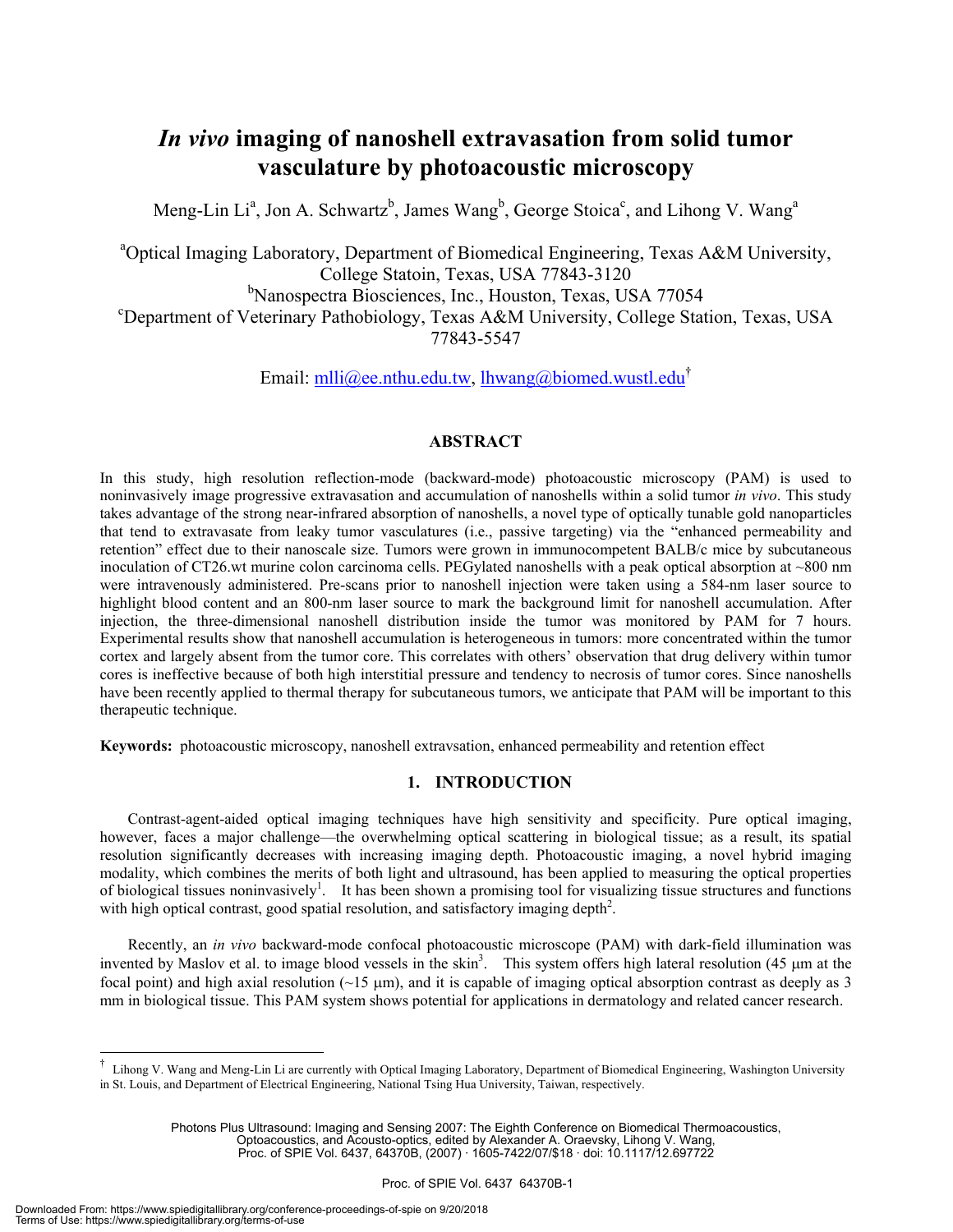# *In vivo* imaging of nanoshell extravasation from solid tumor vasculature by photoacoustic microscopy

Meng-Lin Li[a], Jon A. Schwartz[b], James Wang[b], George Stoica[c], and Lihong V. Wang[a]

[a]Optical Imaging Laboratory, Department of Biomedical Engineering, Texas A&M University, College Statoin, Texas, USA 77843-3120
[b]Nanospectra Biosciences, Inc., Houston, Texas, USA 77054
[c]Department of Veterinary Pathobiology, Texas A&M University, College Station, Texas, USA 77843-5547

Email: mlli@ee.nthu.edu.tw, lhwang@biomed.wustl.edu[†]

## ABSTRACT

In this study, high resolution reflection-mode (backward-mode) photoacoustic microscopy (PAM) is used to noninvasively image progressive extravasation and accumulation of nanoshells within a solid tumor *in vivo*. This study takes advantage of the strong near-infrared absorption of nanoshells, a novel type of optically tunable gold nanoparticles that tend to extravasate from leaky tumor vasculatures (i.e., passive targeting) via the "enhanced permeability and retention" effect due to their nanoscale size. Tumors were grown in immunocompetent BALB/c mice by subcutaneous inoculation of CT26.wt murine colon carcinoma cells. PEGylated nanoshells with a peak optical absorption at ~800 nm were intravenously administered. Pre-scans prior to nanoshell injection were taken using a 584-nm laser source to highlight blood content and an 800-nm laser source to mark the background limit for nanoshell accumulation. After injection, the three-dimensional nanoshell distribution inside the tumor was monitored by PAM for 7 hours. Experimental results show that nanoshell accumulation is heterogeneous in tumors: more concentrated within the tumor cortex and largely absent from the tumor core. This correlates with others' observation that drug delivery within tumor cores is ineffective because of both high interstitial pressure and tendency to necrosis of tumor cores. Since nanoshells have been recently applied to thermal therapy for subcutaneous tumors, we anticipate that PAM will be important to this therapeutic technique.

**Keywords:** photoacoustic microscopy, nanoshell extravsation, enhanced permeability and retention effect

## 1. INTRODUCTION

Contrast-agent-aided optical imaging techniques have high sensitivity and specificity. Pure optical imaging, however, faces a major challenge—the overwhelming optical scattering in biological tissue; as a result, its spatial resolution significantly decreases with increasing imaging depth. Photoacoustic imaging, a novel hybrid imaging modality, which combines the merits of both light and ultrasound, has been applied to measuring the optical properties of biological tissues noninvasively[1]. It has been shown a promising tool for visualizing tissue structures and functions with high optical contrast, good spatial resolution, and satisfactory imaging depth[2].

Recently, an *in vivo* backward-mode confocal photoacoustic microscope (PAM) with dark-field illumination was invented by Maslov et al. to image blood vessels in the skin[3]. This system offers high lateral resolution (45 μm at the focal point) and high axial resolution (~15 μm), and it is capable of imaging optical absorption contrast as deeply as 3 mm in biological tissue. This PAM system shows potential for applications in dermatology and related cancer research.

[†] Lihong V. Wang and Meng-Lin Li are currently with Optical Imaging Laboratory, Department of Biomedical Engineering, Washington University in St. Louis, and Department of Electrical Engineering, National Tsing Hua University, Taiwan, respectively.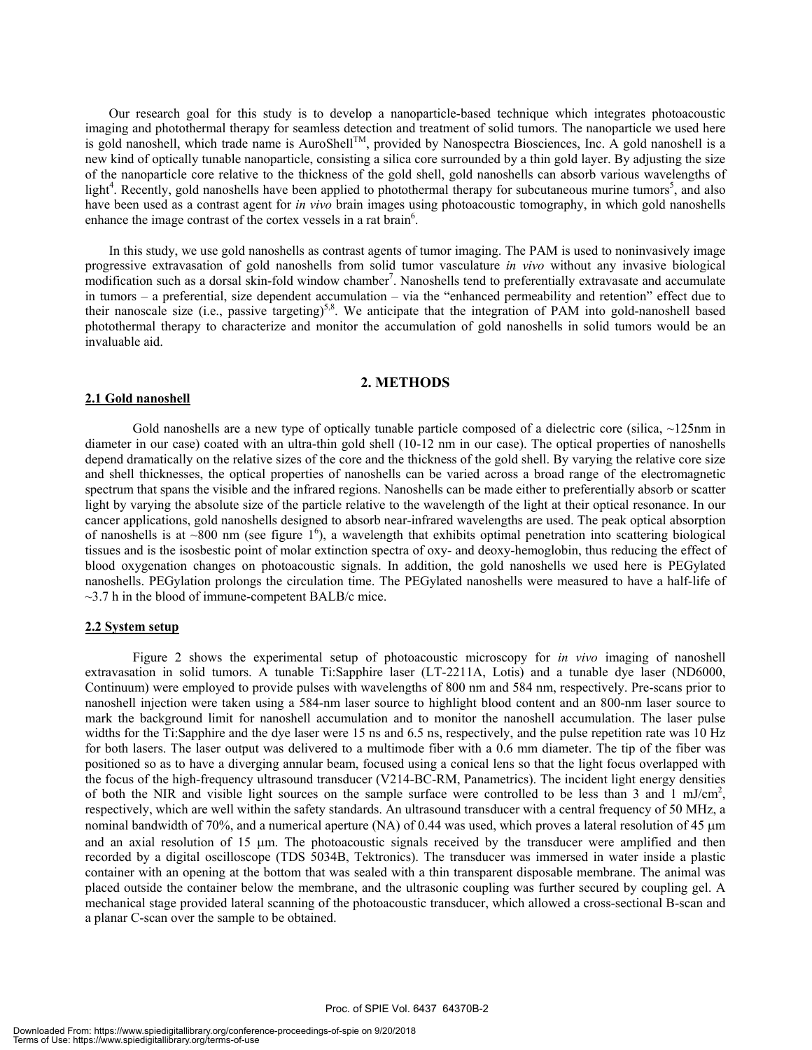Our research goal for this study is to develop a nanoparticle-based technique which integrates photoacoustic imaging and photothermal therapy for seamless detection and treatment of solid tumors. The nanoparticle we used here is gold nanoshell, which trade name is AuroShell™, provided by Nanospectra Biosciences, Inc. A gold nanoshell is a new kind of optically tunable nanoparticle, consisting a silica core surrounded by a thin gold layer. By adjusting the size of the nanoparticle core relative to the thickness of the gold shell, gold nanoshells can absorb various wavelengths of light[4]. Recently, gold nanoshells have been applied to photothermal therapy for subcutaneous murine tumors[5], and also have been used as a contrast agent for *in vivo* brain images using photoacoustic tomography, in which gold nanoshells enhance the image contrast of the cortex vessels in a rat brain[6].

In this study, we use gold nanoshells as contrast agents of tumor imaging. The PAM is used to noninvasively image progressive extravasation of gold nanoshells from solid tumor vasculature *in vivo* without any invasive biological modification such as a dorsal skin-fold window chamber[7]. Nanoshells tend to preferentially extravasate and accumulate in tumors – a preferential, size dependent accumulation – via the "enhanced permeability and retention" effect due to their nanoscale size (i.e., passive targeting)[5,8]. We anticipate that the integration of PAM into gold-nanoshell based photothermal therapy to characterize and monitor the accumulation of gold nanoshells in solid tumors would be an invaluable aid.

## 2. METHODS

### 2.1 Gold nanoshell

Gold nanoshells are a new type of optically tunable particle composed of a dielectric core (silica, ~125nm in diameter in our case) coated with an ultra-thin gold shell (10-12 nm in our case). The optical properties of nanoshells depend dramatically on the relative sizes of the core and the thickness of the gold shell. By varying the relative core size and shell thicknesses, the optical properties of nanoshells can be varied across a broad range of the electromagnetic spectrum that spans the visible and the infrared regions. Nanoshells can be made either to preferentially absorb or scatter light by varying the absolute size of the particle relative to the wavelength of the light at their optical resonance. In our cancer applications, gold nanoshells designed to absorb near-infrared wavelengths are used. The peak optical absorption of nanoshells is at ~800 nm (see figure 1[6]), a wavelength that exhibits optimal penetration into scattering biological tissues and is the isosbestic point of molar extinction spectra of oxy- and deoxy-hemoglobin, thus reducing the effect of blood oxygenation changes on photoacoustic signals. In addition, the gold nanoshells we used here is PEGylated nanoshells. PEGylation prolongs the circulation time. The PEGylated nanoshells were measured to have a half-life of ~3.7 h in the blood of immune-competent BALB/c mice.

### 2.2 System setup

Figure 2 shows the experimental setup of photoacoustic microscopy for *in vivo* imaging of nanoshell extravasation in solid tumors. A tunable Ti:Sapphire laser (LT-2211A, Lotis) and a tunable dye laser (ND6000, Continuum) were employed to provide pulses with wavelengths of 800 nm and 584 nm, respectively. Pre-scans prior to nanoshell injection were taken using a 584-nm laser source to highlight blood content and an 800-nm laser source to mark the background limit for nanoshell accumulation and to monitor the nanoshell accumulation. The laser pulse widths for the Ti:Sapphire and the dye laser were 15 ns and 6.5 ns, respectively, and the pulse repetition rate was 10 Hz for both lasers. The laser output was delivered to a multimode fiber with a 0.6 mm diameter. The tip of the fiber was positioned so as to have a diverging annular beam, focused using a conical lens so that the light focus overlapped with the focus of the high-frequency ultrasound transducer (V214-BC-RM, Panametrics). The incident light energy densities of both the NIR and visible light sources on the sample surface were controlled to be less than 3 and 1 mJ/cm$^2$, respectively, which are well within the safety standards. An ultrasound transducer with a central frequency of 50 MHz, a nominal bandwidth of 70%, and a numerical aperture (NA) of 0.44 was used, which proves a lateral resolution of 45 μm and an axial resolution of 15 μm. The photoacoustic signals received by the transducer were amplified and then recorded by a digital oscilloscope (TDS 5034B, Tektronics). The transducer was immersed in water inside a plastic container with an opening at the bottom that was sealed with a thin transparent disposable membrane. The animal was placed outside the container below the membrane, and the ultrasonic coupling was further secured by coupling gel. A mechanical stage provided lateral scanning of the photoacoustic transducer, which allowed a cross-sectional B-scan and a planar C-scan over the sample to be obtained.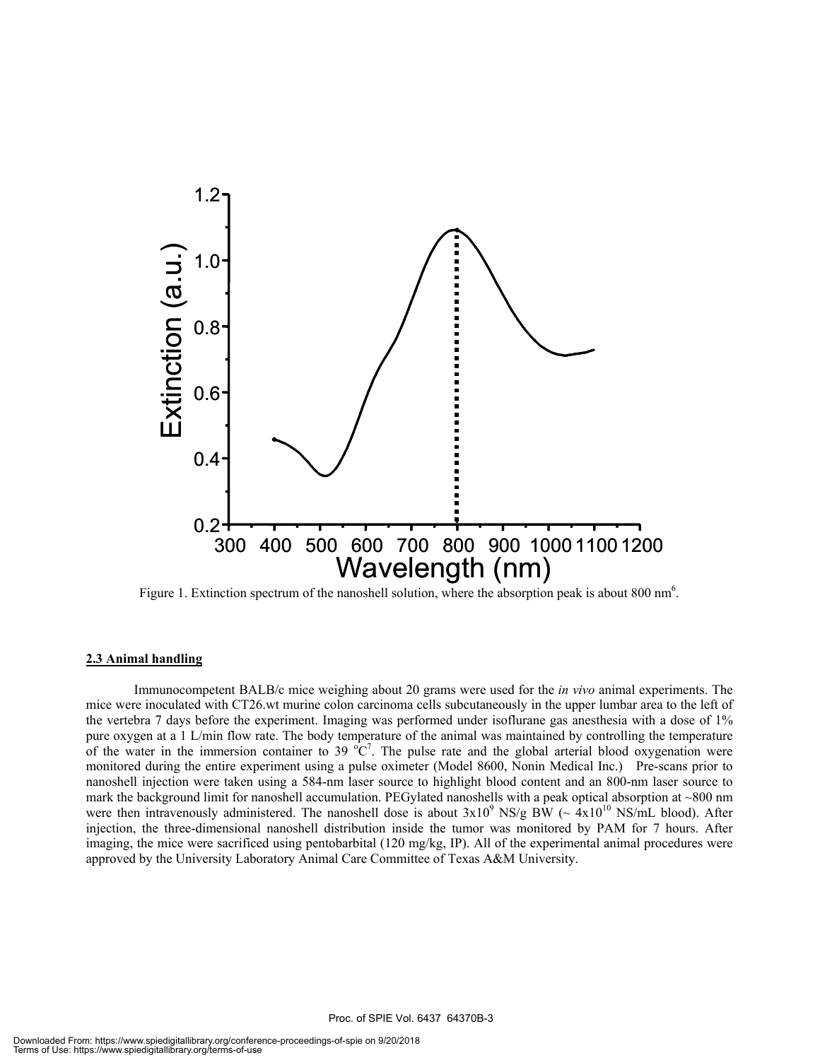Figure 1. Extinction spectrum of the nanoshell solution, where the absorption peak is about 800 nm[6].

### 2.3 Animal handling

Immunocompetent BALB/c mice weighing about 20 grams were used for the *in vivo* animal experiments. The mice were inoculated with CT26.wt murine colon carcinoma cells subcutaneously in the upper lumbar area to the left of the vertebra 7 days before the experiment. Imaging was performed under isoflurane gas anesthesia with a dose of 1% pure oxygen at a 1 L/min flow rate. The body temperature of the animal was maintained by controlling the temperature of the water in the immersion container to 39 $^{o}$C[7]. The pulse rate and the global arterial blood oxygenation were monitored during the entire experiment using a pulse oximeter (Model 8600, Nonin Medical Inc.) Pre-scans prior to nanoshell injection were taken using a 584-nm laser source to highlight blood content and an 800-nm laser source to mark the background limit for nanoshell accumulation. PEGylated nanoshells with a peak optical absorption at ~800 nm were then intravenously administered. The nanoshell dose is about $3\times10^{9}$ NS/g BW (~ $4\times10^{10}$ NS/mL blood). After injection, the three-dimensional nanoshell distribution inside the tumor was monitored by PAM for 7 hours. After imaging, the mice were sacrificed using pentobarbital (120 mg/kg, IP). All of the experimental animal procedures were approved by the University Laboratory Animal Care Committee of Texas A&M University.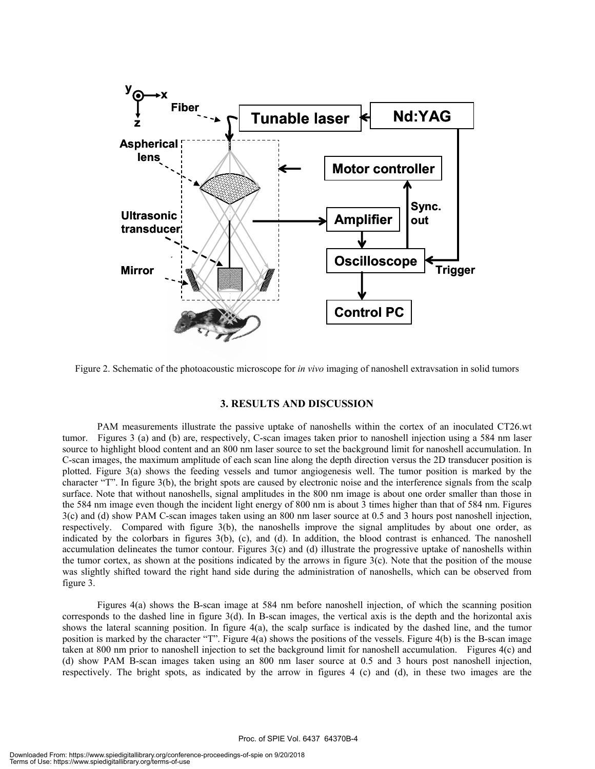Figure 2. Schematic of the photoacoustic microscope for *in vivo* imaging of nanoshell extravsation in solid tumors

## 3. RESULTS AND DISCUSSION

PAM measurements illustrate the passive uptake of nanoshells within the cortex of an inoculated CT26.wt tumor. Figures 3 (a) and (b) are, respectively, C-scan images taken prior to nanoshell injection using a 584 nm laser source to highlight blood content and an 800 nm laser source to set the background limit for nanoshell accumulation. In C-scan images, the maximum amplitude of each scan line along the depth direction versus the 2D transducer position is plotted. Figure 3(a) shows the feeding vessels and tumor angiogenesis well. The tumor position is marked by the character "T". In figure 3(b), the bright spots are caused by electronic noise and the interference signals from the scalp surface. Note that without nanoshells, signal amplitudes in the 800 nm image is about one order smaller than those in the 584 nm image even though the incident light energy of 800 nm is about 3 times higher than that of 584 nm. Figures 3(c) and (d) show PAM C-scan images taken using an 800 nm laser source at 0.5 and 3 hours post nanoshell injection, respectively. Compared with figure 3(b), the nanoshells improve the signal amplitudes by about one order, as indicated by the colorbars in figures 3(b), (c), and (d). In addition, the blood contrast is enhanced. The nanoshell accumulation delineates the tumor contour. Figures 3(c) and (d) illustrate the progressive uptake of nanoshells within the tumor cortex, as shown at the positions indicated by the arrows in figure 3(c). Note that the position of the mouse was slightly shifted toward the right hand side during the administration of nanoshells, which can be observed from figure 3.

Figures 4(a) shows the B-scan image at 584 nm before nanoshell injection, of which the scanning position corresponds to the dashed line in figure 3(d). In B-scan images, the vertical axis is the depth and the horizontal axis shows the lateral scanning position. In figure 4(a), the scalp surface is indicated by the dashed line, and the tumor position is marked by the character "T". Figure 4(a) shows the positions of the vessels. Figure 4(b) is the B-scan image taken at 800 nm prior to nanoshell injection to set the background limit for nanoshell accumulation. Figures 4(c) and (d) show PAM B-scan images taken using an 800 nm laser source at 0.5 and 3 hours post nanoshell injection, respectively. The bright spots, as indicated by the arrow in figures 4 (c) and (d), in these two images are the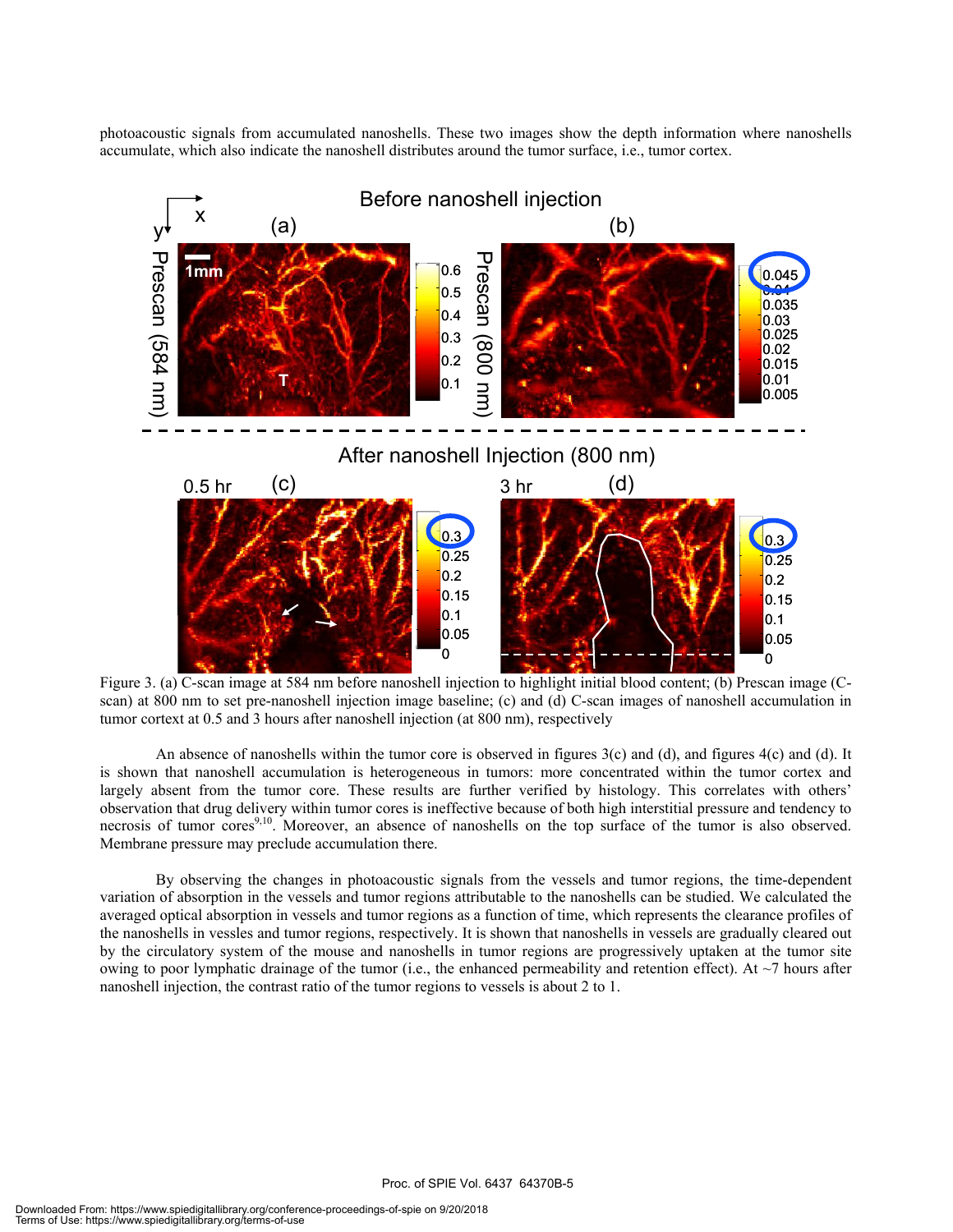photoacoustic signals from accumulated nanoshells. These two images show the depth information where nanoshells accumulate, which also indicate the nanoshell distributes around the tumor surface, i.e., tumor cortex.

Figure 3. (a) C-scan image at 584 nm before nanoshell injection to highlight initial blood content; (b) Prescan image (C-scan) at 800 nm to set pre-nanoshell injection image baseline; (c) and (d) C-scan images of nanoshell accumulation in tumor cortext at 0.5 and 3 hours after nanoshell injection (at 800 nm), respectively

An absence of nanoshells within the tumor core is observed in figures 3(c) and (d), and figures 4(c) and (d). It is shown that nanoshell accumulation is heterogeneous in tumors: more concentrated within the tumor cortex and largely absent from the tumor core. These results are further verified by histology. This correlates with others' observation that drug delivery within tumor cores is ineffective because of both high interstitial pressure and tendency to necrosis of tumor cores[9,10]. Moreover, an absence of nanoshells on the top surface of the tumor is also observed. Membrane pressure may preclude accumulation there.

By observing the changes in photoacoustic signals from the vessels and tumor regions, the time-dependent variation of absorption in the vessels and tumor regions attributable to the nanoshells can be studied. We calculated the averaged optical absorption in vessels and tumor regions as a function of time, which represents the clearance profiles of the nanoshells in vessles and tumor regions, respectively. It is shown that nanoshells in vessels are gradually cleared out by the circulatory system of the mouse and nanoshells in tumor regions are progressively uptaken at the tumor site owing to poor lymphatic drainage of the tumor (i.e., the enhanced permeability and retention effect). At ~7 hours after nanoshell injection, the contrast ratio of the tumor regions to vessels is about 2 to 1.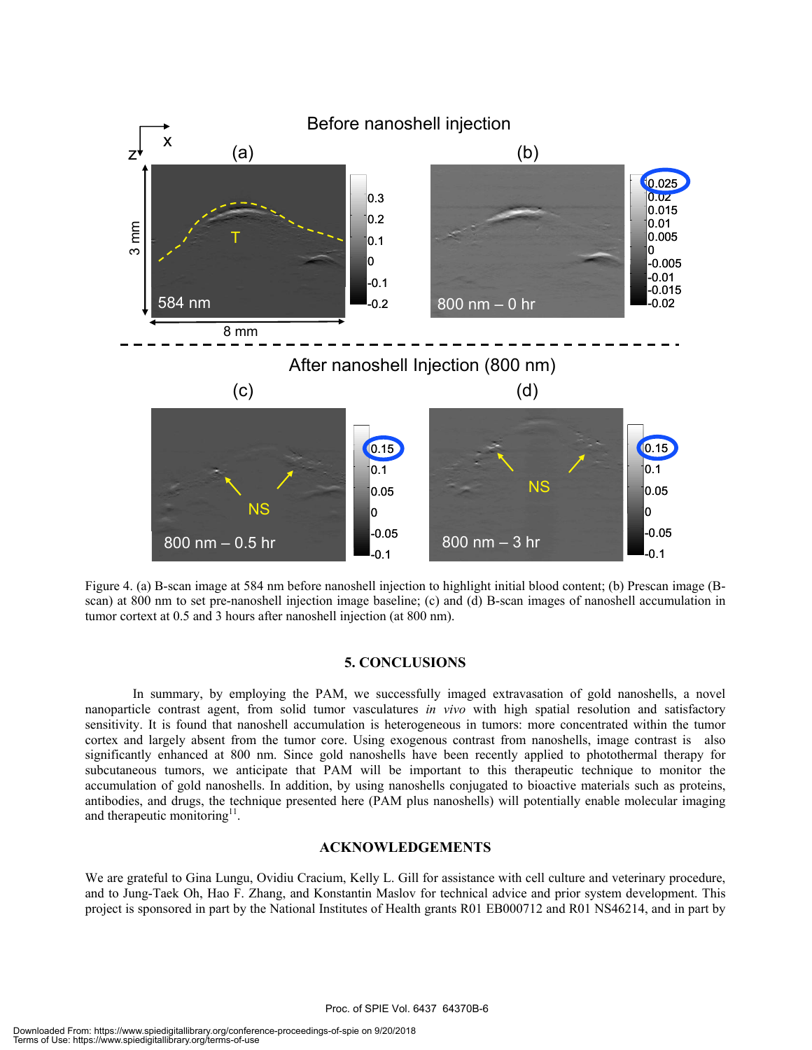Figure 4. (a) B-scan image at 584 nm before nanoshell injection to highlight initial blood content; (b) Prescan image (B-scan) at 800 nm to set pre-nanoshell injection image baseline; (c) and (d) B-scan images of nanoshell accumulation in tumor cortext at 0.5 and 3 hours after nanoshell injection (at 800 nm).

## 5. CONCLUSIONS

In summary, by employing the PAM, we successfully imaged extravasation of gold nanoshells, a novel nanoparticle contrast agent, from solid tumor vasculatures *in vivo* with high spatial resolution and satisfactory sensitivity. It is found that nanoshell accumulation is heterogeneous in tumors: more concentrated within the tumor cortex and largely absent from the tumor core. Using exogenous contrast from nanoshells, image contrast is also significantly enhanced at 800 nm. Since gold nanoshells have been recently applied to photothermal therapy for subcutaneous tumors, we anticipate that PAM will be important to this therapeutic technique to monitor the accumulation of gold nanoshells. In addition, by using nanoshells conjugated to bioactive materials such as proteins, antibodies, and drugs, the technique presented here (PAM plus nanoshells) will potentially enable molecular imaging and therapeutic monitoring[11].

## ACKNOWLEDGEMENTS

We are grateful to Gina Lungu, Ovidiu Cracium, Kelly L. Gill for assistance with cell culture and veterinary procedure, and to Jung-Taek Oh, Hao F. Zhang, and Konstantin Maslov for technical advice and prior system development. This project is sponsored in part by the National Institutes of Health grants R01 EB000712 and R01 NS46214, and in part by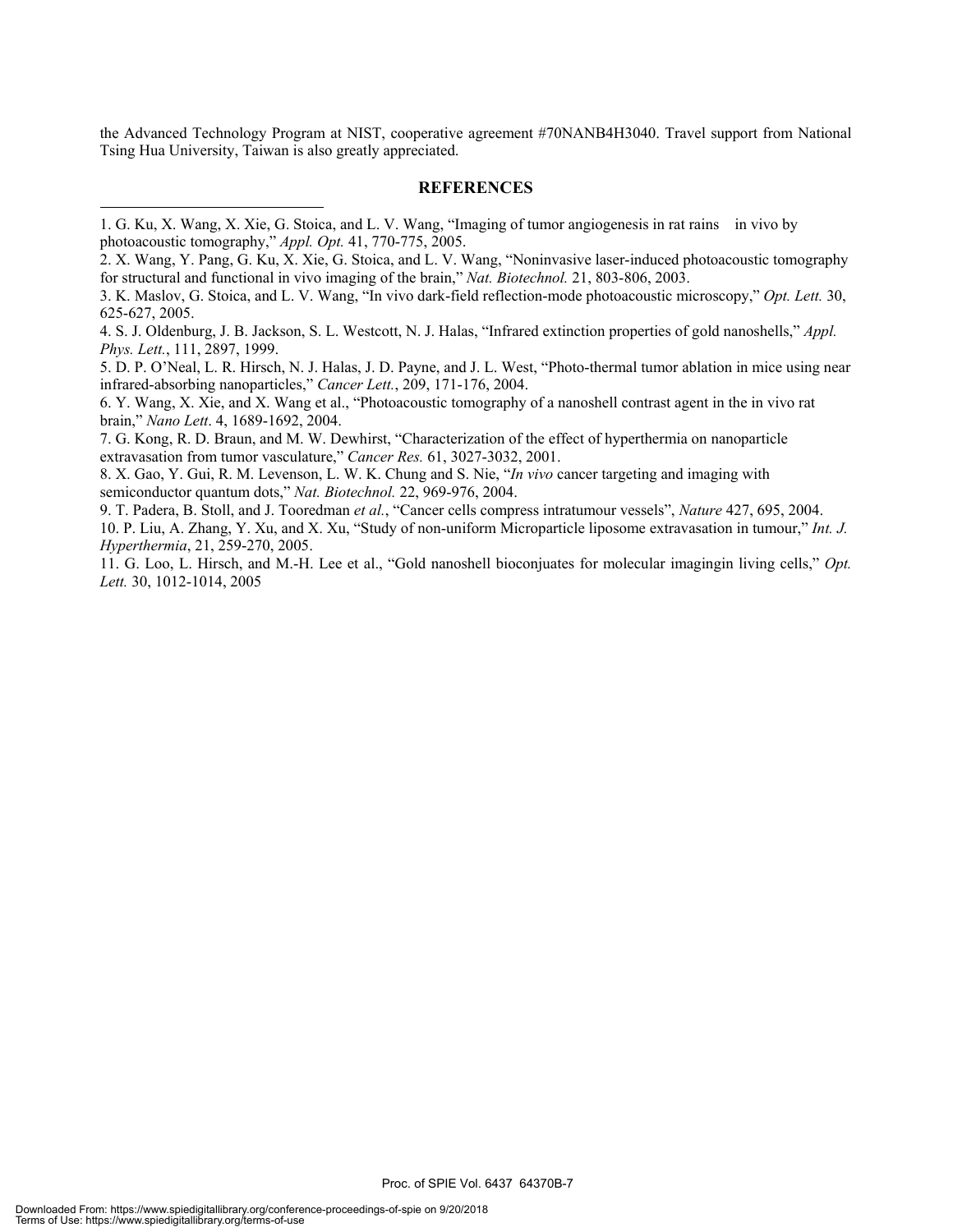the Advanced Technology Program at NIST, cooperative agreement #70NANB4H3040. Travel support from National Tsing Hua University, Taiwan is also greatly appreciated.

## REFERENCES

1. G. Ku, X. Wang, X. Xie, G. Stoica, and L. V. Wang, "Imaging of tumor angiogenesis in rat rains in vivo by photoacoustic tomography," *Appl. Opt.* 41, 770-775, 2005.
2. X. Wang, Y. Pang, G. Ku, X. Xie, G. Stoica, and L. V. Wang, "Noninvasive laser-induced photoacoustic tomography for structural and functional in vivo imaging of the brain," *Nat. Biotechnol.* 21, 803-806, 2003.
3. K. Maslov, G. Stoica, and L. V. Wang, "In vivo dark-field reflection-mode photoacoustic microscopy," *Opt. Lett.* 30, 625-627, 2005.
4. S. J. Oldenburg, J. B. Jackson, S. L. Westcott, N. J. Halas, "Infrared extinction properties of gold nanoshells," *Appl. Phys. Lett.*, 111, 2897, 1999.
5. D. P. O'Neal, L. R. Hirsch, N. J. Halas, J. D. Payne, and J. L. West, "Photo-thermal tumor ablation in mice using near infrared-absorbing nanoparticles," *Cancer Lett.*, 209, 171-176, 2004.
6. Y. Wang, X. Xie, and X. Wang et al., "Photoacoustic tomography of a nanoshell contrast agent in the in vivo rat brain," *Nano Lett*. 4, 1689-1692, 2004.
7. G. Kong, R. D. Braun, and M. W. Dewhirst, "Characterization of the effect of hyperthermia on nanoparticle extravasation from tumor vasculature," *Cancer Res.* 61, 3027-3032, 2001.
8. X. Gao, Y. Gui, R. M. Levenson, L. W. K. Chung and S. Nie, "*In vivo* cancer targeting and imaging with semiconductor quantum dots," *Nat. Biotechnol.* 22, 969-976, 2004.
9. T. Padera, B. Stoll, and J. Tooredman *et al.*, "Cancer cells compress intratumour vessels", *Nature* 427, 695, 2004.
10. P. Liu, A. Zhang, Y. Xu, and X. Xu, "Study of non-uniform Microparticle liposome extravasation in tumour," *Int. J. Hyperthermia*, 21, 259-270, 2005.
11. G. Loo, L. Hirsch, and M.-H. Lee et al., "Gold nanoshell bioconjuates for molecular imagingin living cells," *Opt. Lett.* 30, 1012-1014, 2005